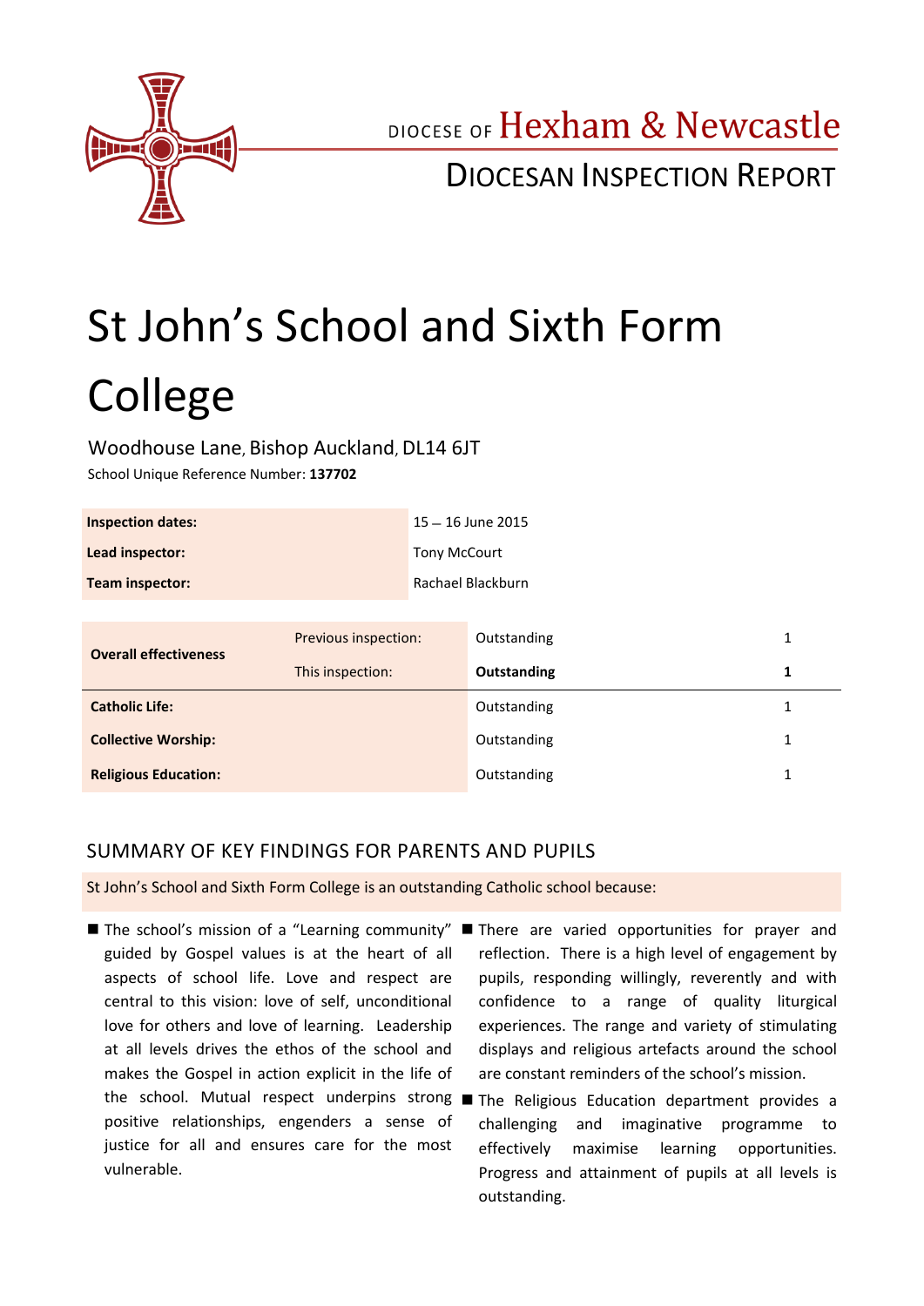DIOCESE OF Hexham & Newcastle

DIOCESAN INSPECTION REPORT

# St John's School and Sixth Form College

Woodhouse Lane, Bishop Auckland, DL14 6JT

School Unique Reference Number: **137702**

| | |
|---|---|
| **Inspection dates:** | 15 – 16 June 2015 |
| **Lead inspector:** | Tony McCourt |
| **Team inspector:** | Rachael Blackburn |

| | | | |
|---|---|---|---|
| **Overall effectiveness** | Previous inspection: | Outstanding | 1 |
| | This inspection: | **Outstanding** | **1** |
| **Catholic Life:** | | Outstanding | 1 |
| **Collective Worship:** | | Outstanding | 1 |
| **Religious Education:** | | Outstanding | 1 |

## SUMMARY OF KEY FINDINGS FOR PARENTS AND PUPILS

St John's School and Sixth Form College is an outstanding Catholic school because:

- The school's mission of a "Learning community" guided by Gospel values is at the heart of all aspects of school life. Love and respect are central to this vision: love of self, unconditional love for others and love of learning. Leadership at all levels drives the ethos of the school and makes the Gospel in action explicit in the life of the school. Mutual respect underpins strong positive relationships, engenders a sense of justice for all and ensures care for the most vulnerable.
- There are varied opportunities for prayer and reflection. There is a high level of engagement by pupils, responding willingly, reverently and with confidence to a range of quality liturgical experiences. The range and variety of stimulating displays and religious artefacts around the school are constant reminders of the school's mission.
- The Religious Education department provides a challenging and imaginative programme to effectively maximise learning opportunities. Progress and attainment of pupils at all levels is outstanding.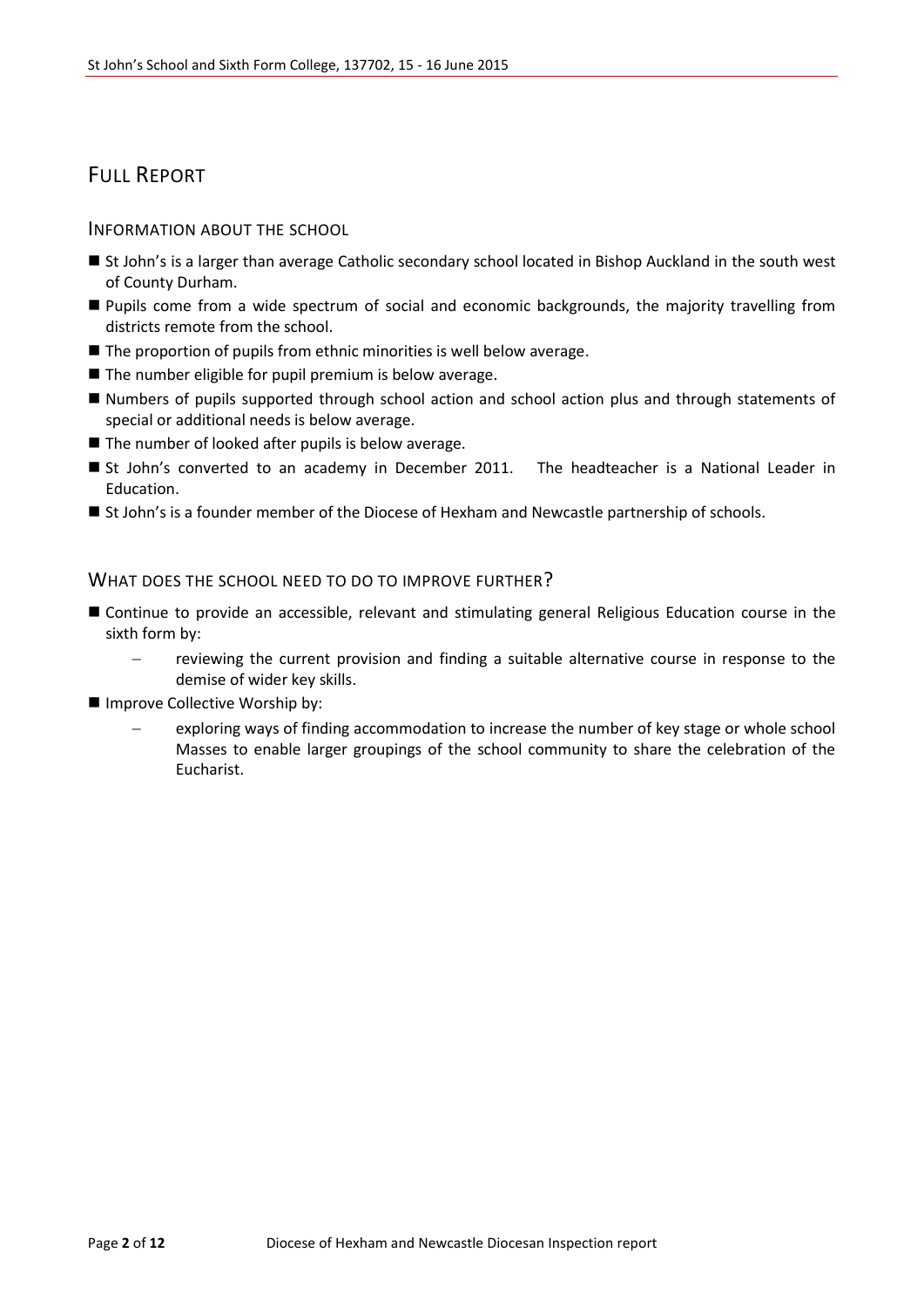## FULL REPORT

### INFORMATION ABOUT THE SCHOOL

- St John's is a larger than average Catholic secondary school located in Bishop Auckland in the south west of County Durham.
- Pupils come from a wide spectrum of social and economic backgrounds, the majority travelling from districts remote from the school.
- The proportion of pupils from ethnic minorities is well below average.
- The number eligible for pupil premium is below average.
- Numbers of pupils supported through school action and school action plus and through statements of special or additional needs is below average.
- The number of looked after pupils is below average.
- St John's converted to an academy in December 2011. The headteacher is a National Leader in Education.
- St John's is a founder member of the Diocese of Hexham and Newcastle partnership of schools.

### WHAT DOES THE SCHOOL NEED TO DO TO IMPROVE FURTHER?

- Continue to provide an accessible, relevant and stimulating general Religious Education course in the sixth form by:
  - reviewing the current provision and finding a suitable alternative course in response to the demise of wider key skills.
- Improve Collective Worship by:
  - exploring ways of finding accommodation to increase the number of key stage or whole school Masses to enable larger groupings of the school community to share the celebration of the Eucharist.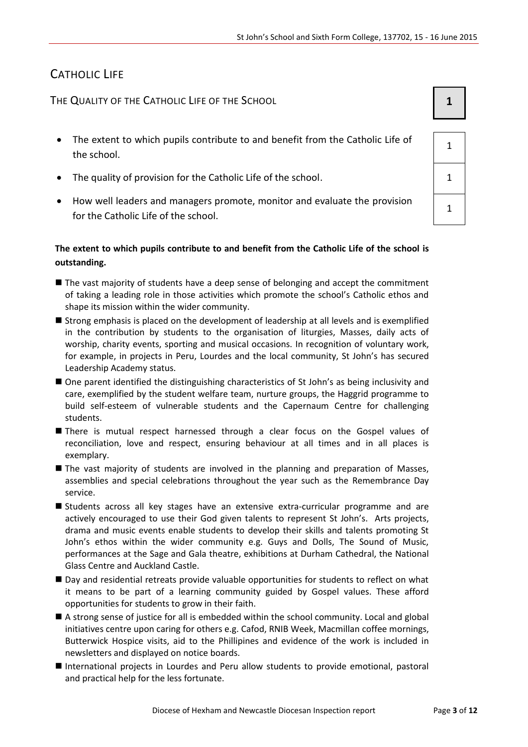## CATHOLIC LIFE

### THE QUALITY OF THE CATHOLIC LIFE OF THE SCHOOL **1**

| Criterion | Grade |
| --- | --- |
| The extent to which pupils contribute to and benefit from the Catholic Life of the school. | 1 |
| The quality of provision for the Catholic Life of the school. | 1 |
| How well leaders and managers promote, monitor and evaluate the provision for the Catholic Life of the school. | 1 |

**The extent to which pupils contribute to and benefit from the Catholic Life of the school is outstanding.**

- The vast majority of students have a deep sense of belonging and accept the commitment of taking a leading role in those activities which promote the school's Catholic ethos and shape its mission within the wider community.
- Strong emphasis is placed on the development of leadership at all levels and is exemplified in the contribution by students to the organisation of liturgies, Masses, daily acts of worship, charity events, sporting and musical occasions. In recognition of voluntary work, for example, in projects in Peru, Lourdes and the local community, St John's has secured Leadership Academy status.
- One parent identified the distinguishing characteristics of St John's as being inclusivity and care, exemplified by the student welfare team, nurture groups, the Haggrid programme to build self-esteem of vulnerable students and the Capernaum Centre for challenging students.
- There is mutual respect harnessed through a clear focus on the Gospel values of reconciliation, love and respect, ensuring behaviour at all times and in all places is exemplary.
- The vast majority of students are involved in the planning and preparation of Masses, assemblies and special celebrations throughout the year such as the Remembrance Day service.
- Students across all key stages have an extensive extra-curricular programme and are actively encouraged to use their God given talents to represent St John's. Arts projects, drama and music events enable students to develop their skills and talents promoting St John's ethos within the wider community e.g. Guys and Dolls, The Sound of Music, performances at the Sage and Gala theatre, exhibitions at Durham Cathedral, the National Glass Centre and Auckland Castle.
- Day and residential retreats provide valuable opportunities for students to reflect on what it means to be part of a learning community guided by Gospel values. These afford opportunities for students to grow in their faith.
- A strong sense of justice for all is embedded within the school community. Local and global initiatives centre upon caring for others e.g. Cafod, RNIB Week, Macmillan coffee mornings, Butterwick Hospice visits, aid to the Phillipines and evidence of the work is included in newsletters and displayed on notice boards.
- International projects in Lourdes and Peru allow students to provide emotional, pastoral and practical help for the less fortunate.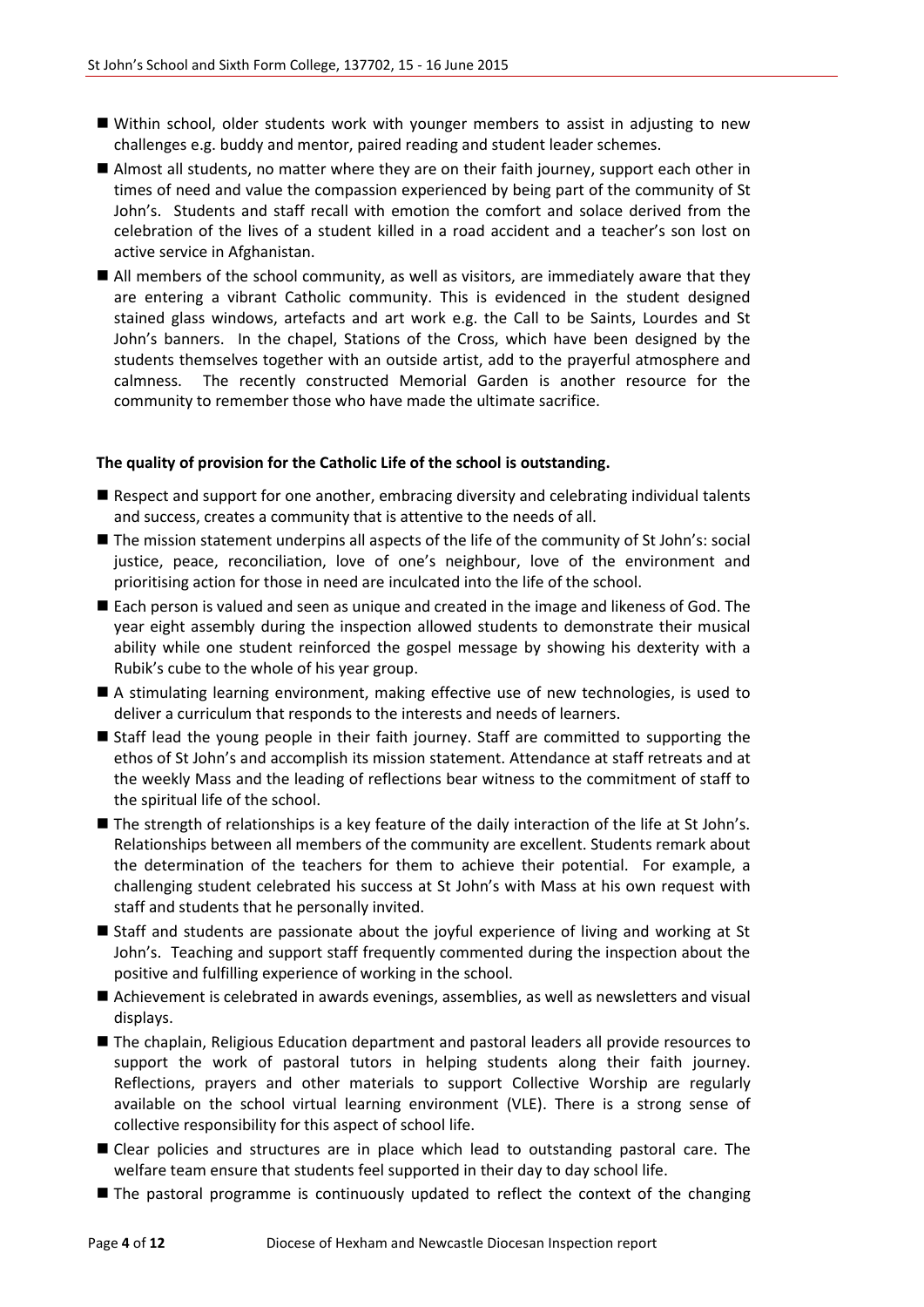- Within school, older students work with younger members to assist in adjusting to new challenges e.g. buddy and mentor, paired reading and student leader schemes.
- Almost all students, no matter where they are on their faith journey, support each other in times of need and value the compassion experienced by being part of the community of St John's. Students and staff recall with emotion the comfort and solace derived from the celebration of the lives of a student killed in a road accident and a teacher's son lost on active service in Afghanistan.
- All members of the school community, as well as visitors, are immediately aware that they are entering a vibrant Catholic community. This is evidenced in the student designed stained glass windows, artefacts and art work e.g. the Call to be Saints, Lourdes and St John's banners. In the chapel, Stations of the Cross, which have been designed by the students themselves together with an outside artist, add to the prayerful atmosphere and calmness. The recently constructed Memorial Garden is another resource for the community to remember those who have made the ultimate sacrifice.

**The quality of provision for the Catholic Life of the school is outstanding.**

- Respect and support for one another, embracing diversity and celebrating individual talents and success, creates a community that is attentive to the needs of all.
- The mission statement underpins all aspects of the life of the community of St John's: social justice, peace, reconciliation, love of one's neighbour, love of the environment and prioritising action for those in need are inculcated into the life of the school.
- Each person is valued and seen as unique and created in the image and likeness of God. The year eight assembly during the inspection allowed students to demonstrate their musical ability while one student reinforced the gospel message by showing his dexterity with a Rubik's cube to the whole of his year group.
- A stimulating learning environment, making effective use of new technologies, is used to deliver a curriculum that responds to the interests and needs of learners.
- Staff lead the young people in their faith journey. Staff are committed to supporting the ethos of St John's and accomplish its mission statement. Attendance at staff retreats and at the weekly Mass and the leading of reflections bear witness to the commitment of staff to the spiritual life of the school.
- The strength of relationships is a key feature of the daily interaction of the life at St John's. Relationships between all members of the community are excellent. Students remark about the determination of the teachers for them to achieve their potential. For example, a challenging student celebrated his success at St John's with Mass at his own request with staff and students that he personally invited.
- Staff and students are passionate about the joyful experience of living and working at St John's. Teaching and support staff frequently commented during the inspection about the positive and fulfilling experience of working in the school.
- Achievement is celebrated in awards evenings, assemblies, as well as newsletters and visual displays.
- The chaplain, Religious Education department and pastoral leaders all provide resources to support the work of pastoral tutors in helping students along their faith journey. Reflections, prayers and other materials to support Collective Worship are regularly available on the school virtual learning environment (VLE). There is a strong sense of collective responsibility for this aspect of school life.
- Clear policies and structures are in place which lead to outstanding pastoral care. The welfare team ensure that students feel supported in their day to day school life.
- The pastoral programme is continuously updated to reflect the context of the changing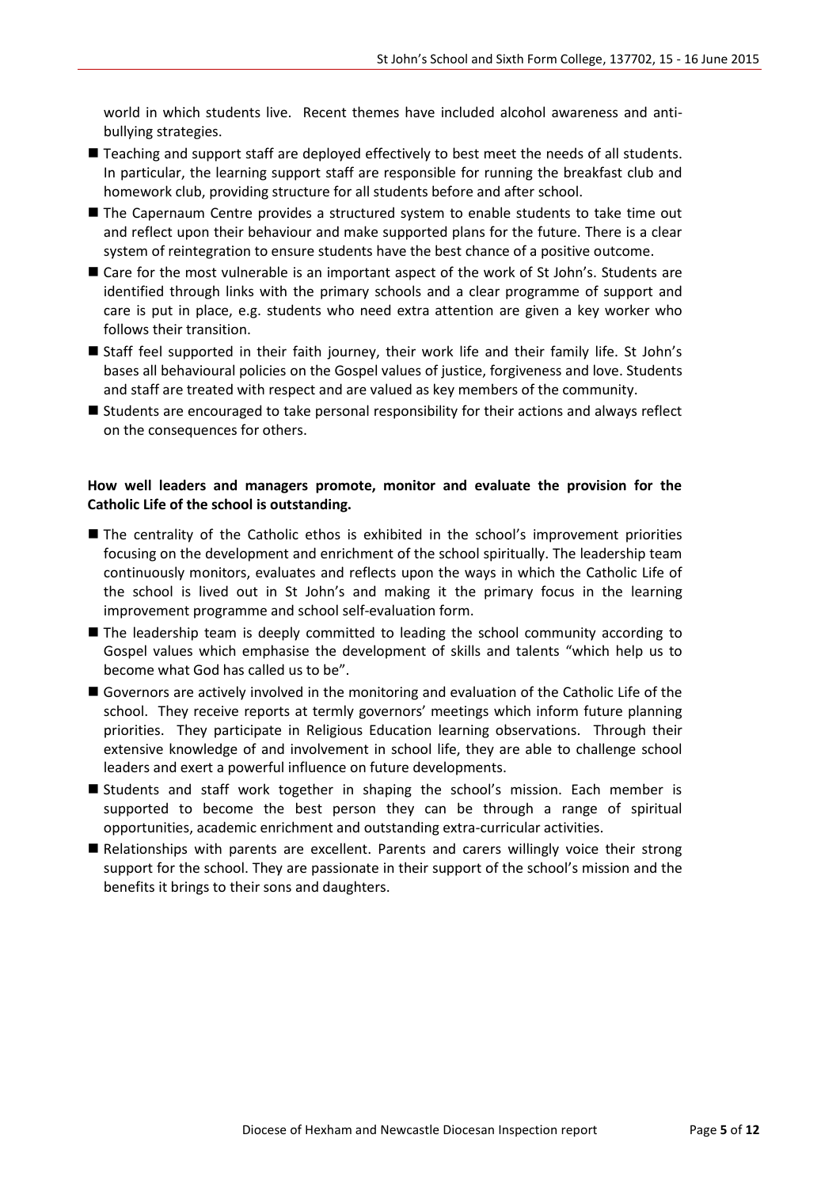world in which students live. Recent themes have included alcohol awareness and anti-bullying strategies.

- Teaching and support staff are deployed effectively to best meet the needs of all students. In particular, the learning support staff are responsible for running the breakfast club and homework club, providing structure for all students before and after school.
- The Capernaum Centre provides a structured system to enable students to take time out and reflect upon their behaviour and make supported plans for the future. There is a clear system of reintegration to ensure students have the best chance of a positive outcome.
- Care for the most vulnerable is an important aspect of the work of St John's. Students are identified through links with the primary schools and a clear programme of support and care is put in place, e.g. students who need extra attention are given a key worker who follows their transition.
- Staff feel supported in their faith journey, their work life and their family life. St John's bases all behavioural policies on the Gospel values of justice, forgiveness and love. Students and staff are treated with respect and are valued as key members of the community.
- Students are encouraged to take personal responsibility for their actions and always reflect on the consequences for others.

**How well leaders and managers promote, monitor and evaluate the provision for the Catholic Life of the school is outstanding.**

- The centrality of the Catholic ethos is exhibited in the school's improvement priorities focusing on the development and enrichment of the school spiritually. The leadership team continuously monitors, evaluates and reflects upon the ways in which the Catholic Life of the school is lived out in St John's and making it the primary focus in the learning improvement programme and school self-evaluation form.
- The leadership team is deeply committed to leading the school community according to Gospel values which emphasise the development of skills and talents "which help us to become what God has called us to be".
- Governors are actively involved in the monitoring and evaluation of the Catholic Life of the school. They receive reports at termly governors' meetings which inform future planning priorities. They participate in Religious Education learning observations. Through their extensive knowledge of and involvement in school life, they are able to challenge school leaders and exert a powerful influence on future developments.
- Students and staff work together in shaping the school's mission. Each member is supported to become the best person they can be through a range of spiritual opportunities, academic enrichment and outstanding extra-curricular activities.
- Relationships with parents are excellent. Parents and carers willingly voice their strong support for the school. They are passionate in their support of the school's mission and the benefits it brings to their sons and daughters.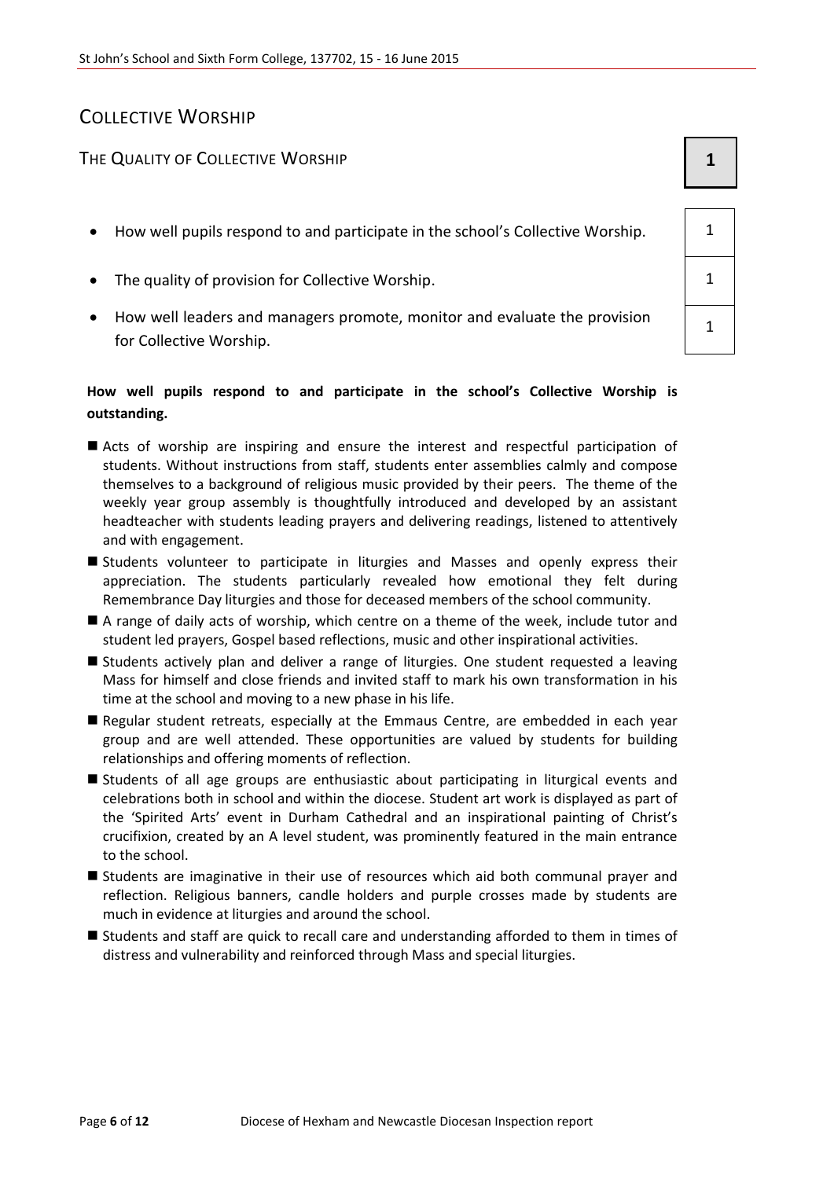## COLLECTIVE WORSHIP

### THE QUALITY OF COLLECTIVE WORSHIP **1**

| | |
|---|---|
| How well pupils respond to and participate in the school's Collective Worship. | 1 |
| The quality of provision for Collective Worship. | 1 |
| How well leaders and managers promote, monitor and evaluate the provision for Collective Worship. | 1 |

**How well pupils respond to and participate in the school's Collective Worship is outstanding.**

- Acts of worship are inspiring and ensure the interest and respectful participation of students. Without instructions from staff, students enter assemblies calmly and compose themselves to a background of religious music provided by their peers. The theme of the weekly year group assembly is thoughtfully introduced and developed by an assistant headteacher with students leading prayers and delivering readings, listened to attentively and with engagement.
- Students volunteer to participate in liturgies and Masses and openly express their appreciation. The students particularly revealed how emotional they felt during Remembrance Day liturgies and those for deceased members of the school community.
- A range of daily acts of worship, which centre on a theme of the week, include tutor and student led prayers, Gospel based reflections, music and other inspirational activities.
- Students actively plan and deliver a range of liturgies. One student requested a leaving Mass for himself and close friends and invited staff to mark his own transformation in his time at the school and moving to a new phase in his life.
- Regular student retreats, especially at the Emmaus Centre, are embedded in each year group and are well attended. These opportunities are valued by students for building relationships and offering moments of reflection.
- Students of all age groups are enthusiastic about participating in liturgical events and celebrations both in school and within the diocese. Student art work is displayed as part of the 'Spirited Arts' event in Durham Cathedral and an inspirational painting of Christ's crucifixion, created by an A level student, was prominently featured in the main entrance to the school.
- Students are imaginative in their use of resources which aid both communal prayer and reflection. Religious banners, candle holders and purple crosses made by students are much in evidence at liturgies and around the school.
- Students and staff are quick to recall care and understanding afforded to them in times of distress and vulnerability and reinforced through Mass and special liturgies.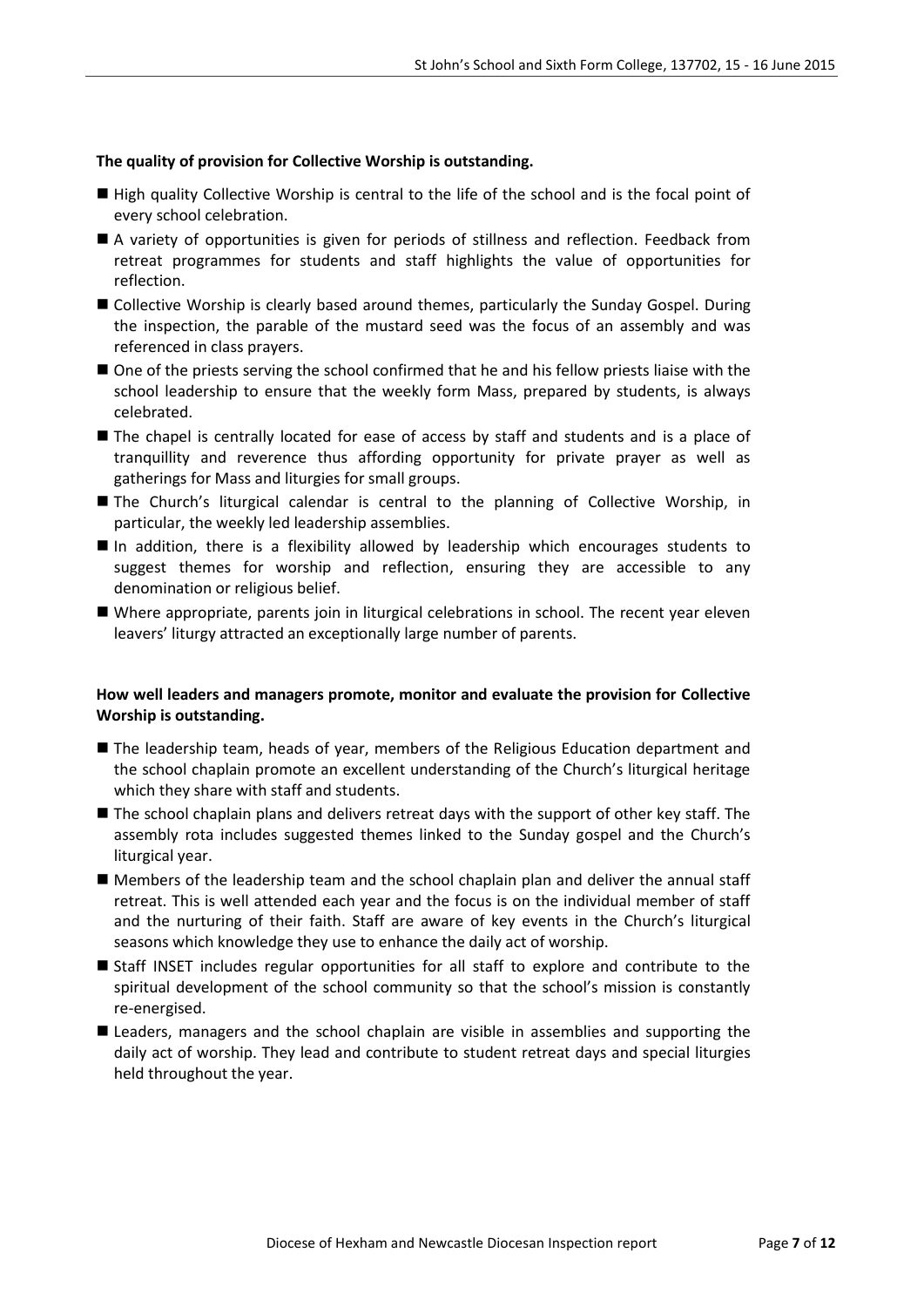**The quality of provision for Collective Worship is outstanding.**

- High quality Collective Worship is central to the life of the school and is the focal point of every school celebration.
- A variety of opportunities is given for periods of stillness and reflection. Feedback from retreat programmes for students and staff highlights the value of opportunities for reflection.
- Collective Worship is clearly based around themes, particularly the Sunday Gospel. During the inspection, the parable of the mustard seed was the focus of an assembly and was referenced in class prayers.
- One of the priests serving the school confirmed that he and his fellow priests liaise with the school leadership to ensure that the weekly form Mass, prepared by students, is always celebrated.
- The chapel is centrally located for ease of access by staff and students and is a place of tranquillity and reverence thus affording opportunity for private prayer as well as gatherings for Mass and liturgies for small groups.
- The Church's liturgical calendar is central to the planning of Collective Worship, in particular, the weekly led leadership assemblies.
- In addition, there is a flexibility allowed by leadership which encourages students to suggest themes for worship and reflection, ensuring they are accessible to any denomination or religious belief.
- Where appropriate, parents join in liturgical celebrations in school. The recent year eleven leavers' liturgy attracted an exceptionally large number of parents.

**How well leaders and managers promote, monitor and evaluate the provision for Collective Worship is outstanding.**

- The leadership team, heads of year, members of the Religious Education department and the school chaplain promote an excellent understanding of the Church's liturgical heritage which they share with staff and students.
- The school chaplain plans and delivers retreat days with the support of other key staff. The assembly rota includes suggested themes linked to the Sunday gospel and the Church's liturgical year.
- Members of the leadership team and the school chaplain plan and deliver the annual staff retreat. This is well attended each year and the focus is on the individual member of staff and the nurturing of their faith. Staff are aware of key events in the Church's liturgical seasons which knowledge they use to enhance the daily act of worship.
- Staff INSET includes regular opportunities for all staff to explore and contribute to the spiritual development of the school community so that the school's mission is constantly re-energised.
- Leaders, managers and the school chaplain are visible in assemblies and supporting the daily act of worship. They lead and contribute to student retreat days and special liturgies held throughout the year.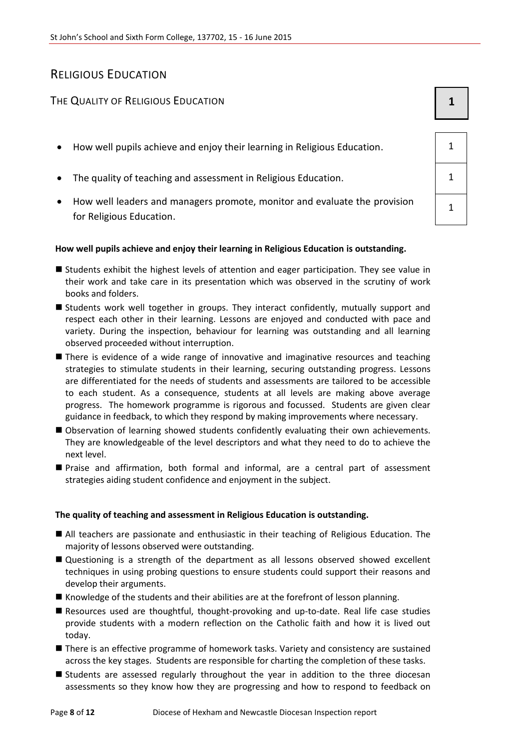## RELIGIOUS EDUCATION

### THE QUALITY OF RELIGIOUS EDUCATION **1**

| | |
|---|---|
| How well pupils achieve and enjoy their learning in Religious Education. | 1 |
| The quality of teaching and assessment in Religious Education. | 1 |
| How well leaders and managers promote, monitor and evaluate the provision for Religious Education. | 1 |

**How well pupils achieve and enjoy their learning in Religious Education is outstanding.**

- Students exhibit the highest levels of attention and eager participation. They see value in their work and take care in its presentation which was observed in the scrutiny of work books and folders.
- Students work well together in groups. They interact confidently, mutually support and respect each other in their learning. Lessons are enjoyed and conducted with pace and variety. During the inspection, behaviour for learning was outstanding and all learning observed proceeded without interruption.
- There is evidence of a wide range of innovative and imaginative resources and teaching strategies to stimulate students in their learning, securing outstanding progress. Lessons are differentiated for the needs of students and assessments are tailored to be accessible to each student. As a consequence, students at all levels are making above average progress. The homework programme is rigorous and focussed. Students are given clear guidance in feedback, to which they respond by making improvements where necessary.
- Observation of learning showed students confidently evaluating their own achievements. They are knowledgeable of the level descriptors and what they need to do to achieve the next level.
- Praise and affirmation, both formal and informal, are a central part of assessment strategies aiding student confidence and enjoyment in the subject.

**The quality of teaching and assessment in Religious Education is outstanding.**

- All teachers are passionate and enthusiastic in their teaching of Religious Education. The majority of lessons observed were outstanding.
- Questioning is a strength of the department as all lessons observed showed excellent techniques in using probing questions to ensure students could support their reasons and develop their arguments.
- Knowledge of the students and their abilities are at the forefront of lesson planning.
- Resources used are thoughtful, thought-provoking and up-to-date. Real life case studies provide students with a modern reflection on the Catholic faith and how it is lived out today.
- There is an effective programme of homework tasks. Variety and consistency are sustained across the key stages. Students are responsible for charting the completion of these tasks.
- Students are assessed regularly throughout the year in addition to the three diocesan assessments so they know how they are progressing and how to respond to feedback on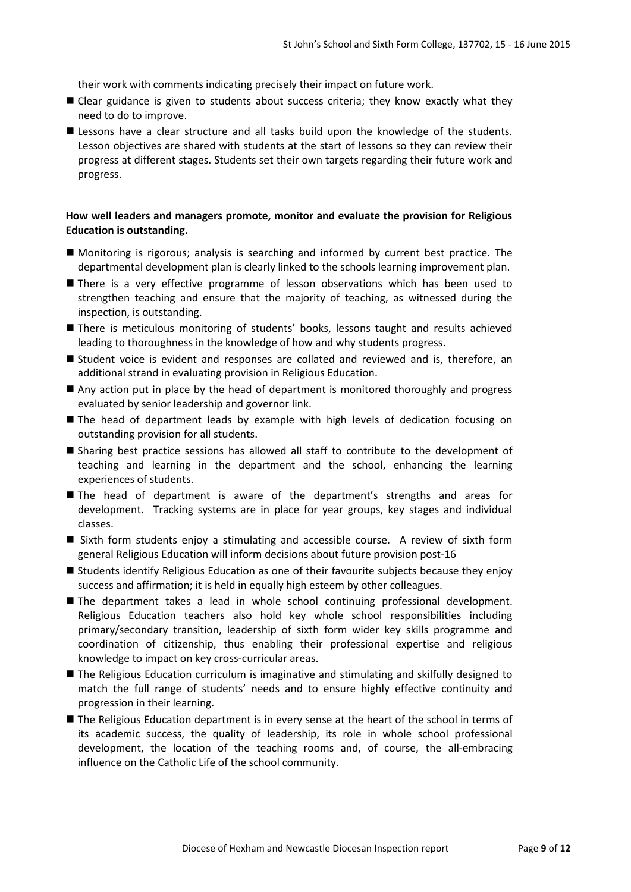their work with comments indicating precisely their impact on future work.

- Clear guidance is given to students about success criteria; they know exactly what they need to do to improve.
- Lessons have a clear structure and all tasks build upon the knowledge of the students. Lesson objectives are shared with students at the start of lessons so they can review their progress at different stages. Students set their own targets regarding their future work and progress.

**How well leaders and managers promote, monitor and evaluate the provision for Religious Education is outstanding.**

- Monitoring is rigorous; analysis is searching and informed by current best practice. The departmental development plan is clearly linked to the schools learning improvement plan.
- There is a very effective programme of lesson observations which has been used to strengthen teaching and ensure that the majority of teaching, as witnessed during the inspection, is outstanding.
- There is meticulous monitoring of students' books, lessons taught and results achieved leading to thoroughness in the knowledge of how and why students progress.
- Student voice is evident and responses are collated and reviewed and is, therefore, an additional strand in evaluating provision in Religious Education.
- Any action put in place by the head of department is monitored thoroughly and progress evaluated by senior leadership and governor link.
- The head of department leads by example with high levels of dedication focusing on outstanding provision for all students.
- Sharing best practice sessions has allowed all staff to contribute to the development of teaching and learning in the department and the school, enhancing the learning experiences of students.
- The head of department is aware of the department's strengths and areas for development. Tracking systems are in place for year groups, key stages and individual classes.
- Sixth form students enjoy a stimulating and accessible course. A review of sixth form general Religious Education will inform decisions about future provision post-16
- Students identify Religious Education as one of their favourite subjects because they enjoy success and affirmation; it is held in equally high esteem by other colleagues.
- The department takes a lead in whole school continuing professional development. Religious Education teachers also hold key whole school responsibilities including primary/secondary transition, leadership of sixth form wider key skills programme and coordination of citizenship, thus enabling their professional expertise and religious knowledge to impact on key cross-curricular areas.
- The Religious Education curriculum is imaginative and stimulating and skilfully designed to match the full range of students' needs and to ensure highly effective continuity and progression in their learning.
- The Religious Education department is in every sense at the heart of the school in terms of its academic success, the quality of leadership, its role in whole school professional development, the location of the teaching rooms and, of course, the all-embracing influence on the Catholic Life of the school community.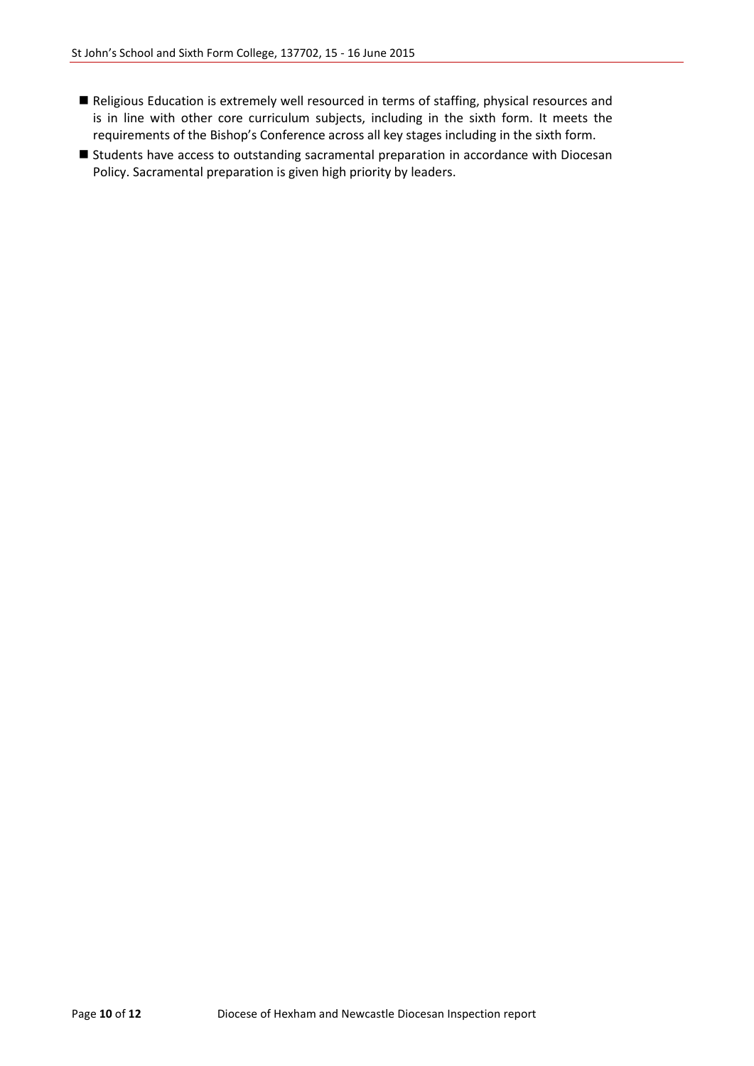- Religious Education is extremely well resourced in terms of staffing, physical resources and is in line with other core curriculum subjects, including in the sixth form. It meets the requirements of the Bishop's Conference across all key stages including in the sixth form.
- Students have access to outstanding sacramental preparation in accordance with Diocesan Policy. Sacramental preparation is given high priority by leaders.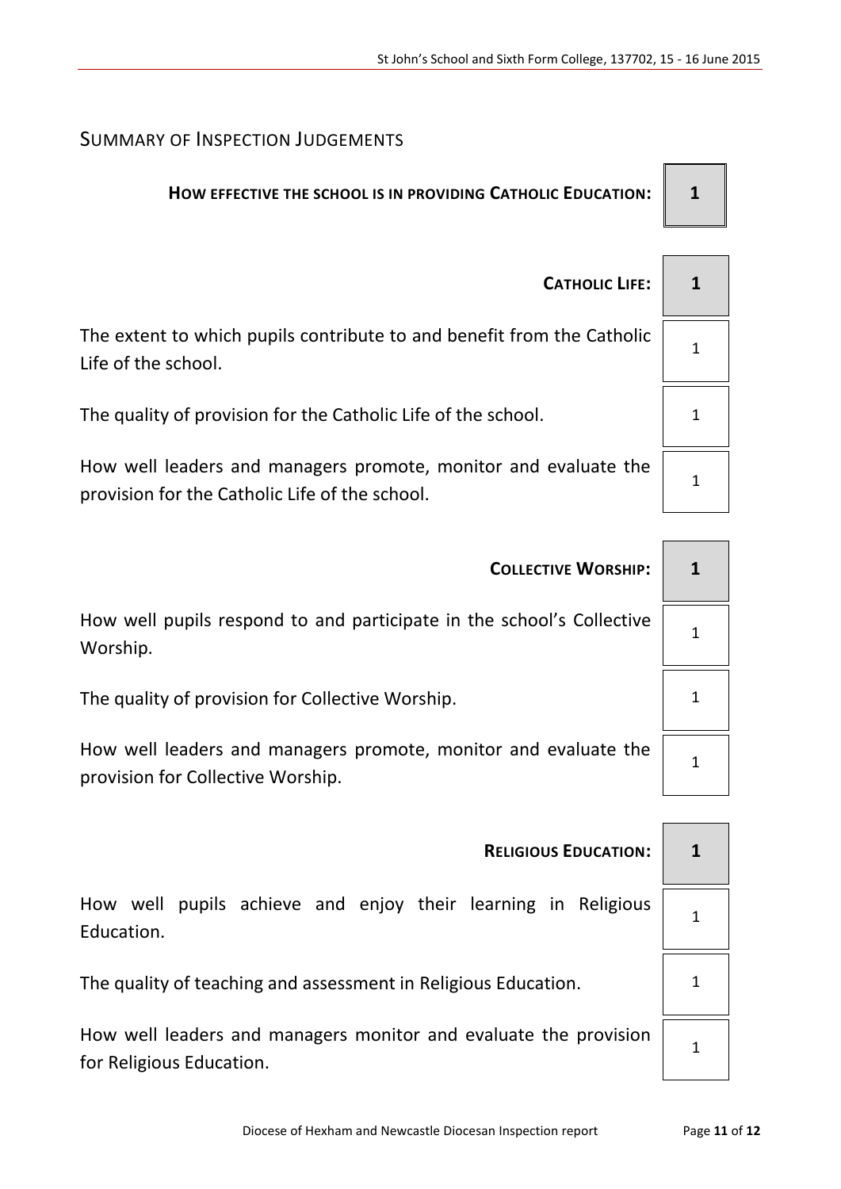## Summary of Inspection Judgements

| | |
|---|---|
| **How effective the school is in providing Catholic Education:** | **1** |
| | |
| **Catholic Life:** | **1** |
| The extent to which pupils contribute to and benefit from the Catholic Life of the school. | 1 |
| The quality of provision for the Catholic Life of the school. | 1 |
| How well leaders and managers promote, monitor and evaluate the provision for the Catholic Life of the school. | 1 |
| | |
| **Collective Worship:** | **1** |
| How well pupils respond to and participate in the school's Collective Worship. | 1 |
| The quality of provision for Collective Worship. | 1 |
| How well leaders and managers promote, monitor and evaluate the provision for Collective Worship. | 1 |
| | |
| **Religious Education:** | **1** |
| How well pupils achieve and enjoy their learning in Religious Education. | 1 |
| The quality of teaching and assessment in Religious Education. | 1 |
| How well leaders and managers monitor and evaluate the provision for Religious Education. | 1 |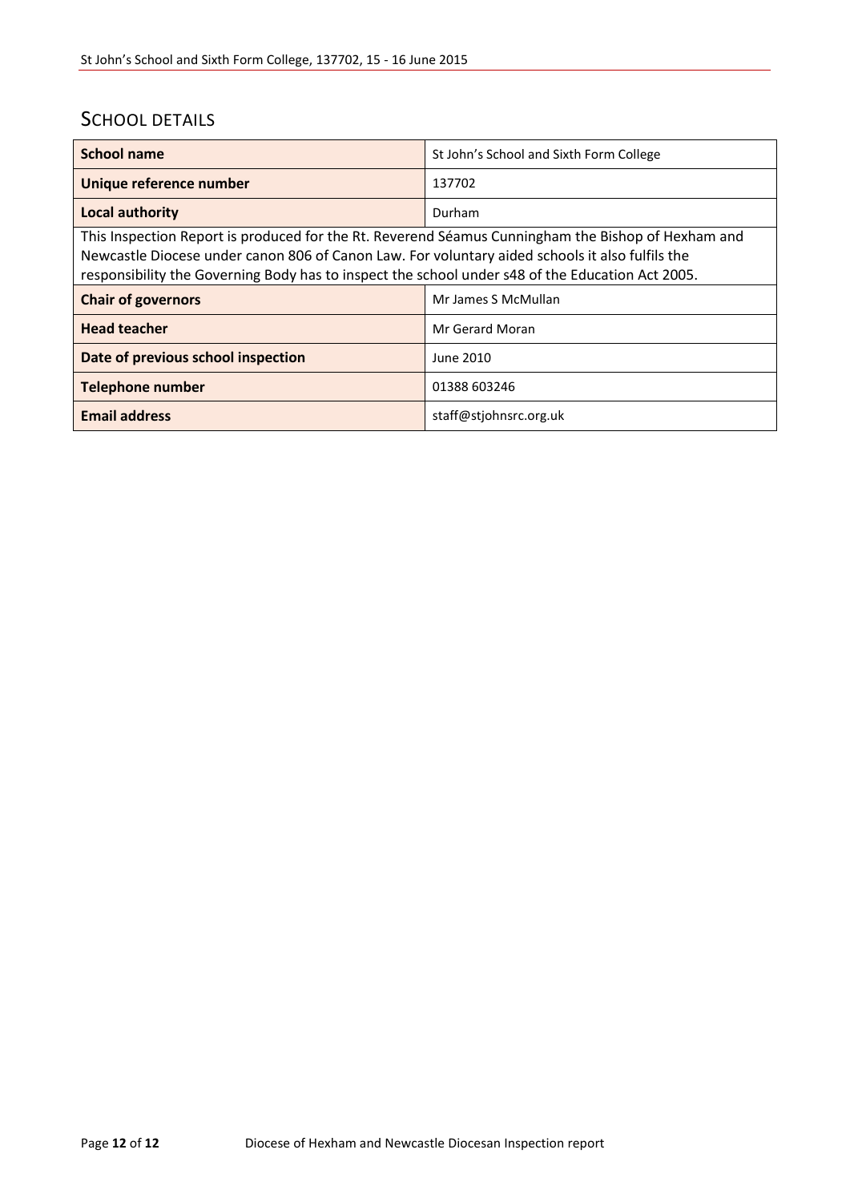## School details

| | |
|---|---|
| **School name** | St John's School and Sixth Form College |
| **Unique reference number** | 137702 |
| **Local authority** | Durham |

This Inspection Report is produced for the Rt. Reverend Séamus Cunningham the Bishop of Hexham and Newcastle Diocese under canon 806 of Canon Law. For voluntary aided schools it also fulfils the responsibility the Governing Body has to inspect the school under s48 of the Education Act 2005.

| | |
|---|---|
| **Chair of governors** | Mr James S McMullan |
| **Head teacher** | Mr Gerard Moran |
| **Date of previous school inspection** | June 2010 |
| **Telephone number** | 01388 603246 |
| **Email address** | staff@stjohnsrc.org.uk |